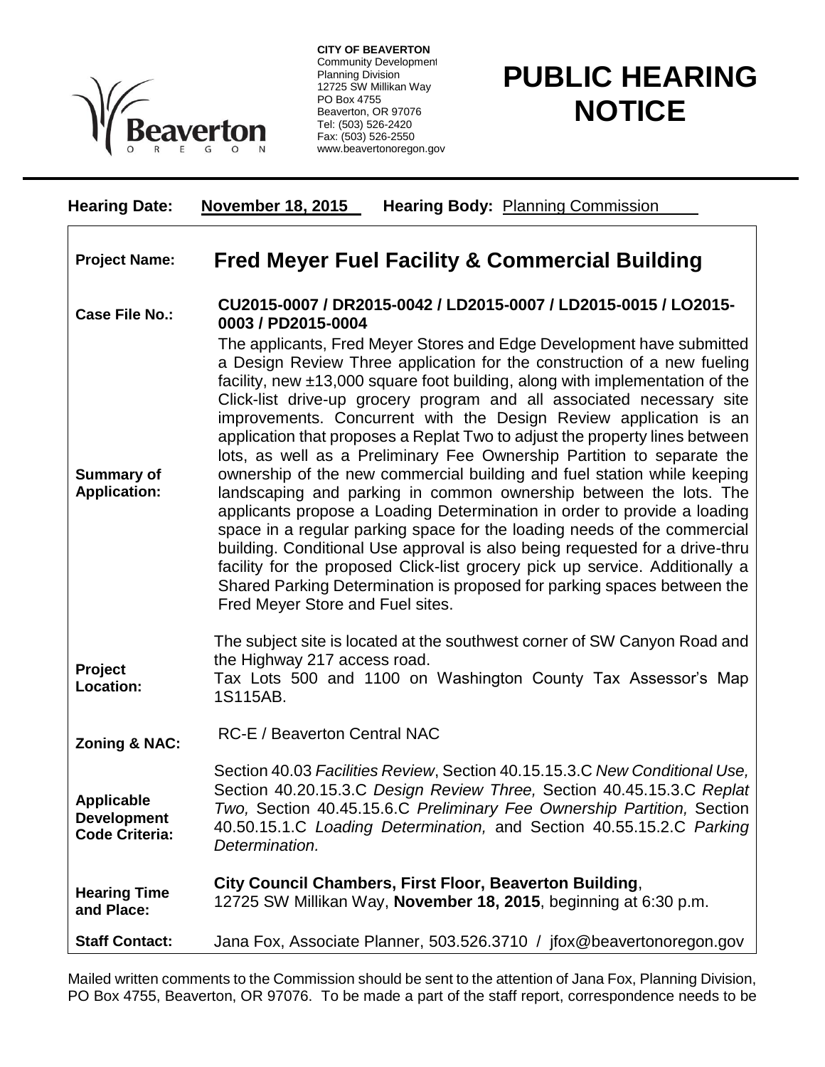**CITY OF BEAVERTON**
Community Development
Planning Division
12725 SW Millikan Way
PO Box 4755
Beaverton, OR 97076
Tel: (503) 526-2420
Fax: (503) 526-2550
www.beavertonoregon.gov

# PUBLIC HEARING NOTICE

**Hearing Date:** **November 18, 2015** **Hearing Body:** Planning Commission

| | |
|---|---|
| **Project Name:** | **Fred Meyer Fuel Facility & Commercial Building** |
| **Case File No.:** | **CU2015-0007 / DR2015-0042 / LD2015-0007 / LD2015-0015 / LO2015-0003 / PD2015-0004** |
| **Summary of Application:** | The applicants, Fred Meyer Stores and Edge Development have submitted a Design Review Three application for the construction of a new fueling facility, new ±13,000 square foot building, along with implementation of the Click-list drive-up grocery program and all associated necessary site improvements. Concurrent with the Design Review application is an application that proposes a Replat Two to adjust the property lines between lots, as well as a Preliminary Fee Ownership Partition to separate the ownership of the new commercial building and fuel station while keeping landscaping and parking in common ownership between the lots. The applicants propose a Loading Determination in order to provide a loading space in a regular parking space for the loading needs of the commercial building. Conditional Use approval is also being requested for a drive-thru facility for the proposed Click-list grocery pick up service. Additionally a Shared Parking Determination is proposed for parking spaces between the Fred Meyer Store and Fuel sites. |
| **Project Location:** | The subject site is located at the southwest corner of SW Canyon Road and the Highway 217 access road. Tax Lots 500 and 1100 on Washington County Tax Assessor's Map 1S115AB. |
| **Zoning & NAC:** | RC-E / Beaverton Central NAC |
| **Applicable Development Code Criteria:** | Section 40.03 *Facilities Review*, Section 40.15.15.3.C *New Conditional Use,* Section 40.20.15.3.C *Design Review Three,* Section 40.45.15.3.C *Replat Two,* Section 40.45.15.6.C *Preliminary Fee Ownership Partition,* Section 40.50.15.1.C *Loading Determination,* and Section 40.55.15.2.C *Parking Determination.* |
| **Hearing Time and Place:** | **City Council Chambers, First Floor, Beaverton Building**, 12725 SW Millikan Way, **November 18, 2015**, beginning at 6:30 p.m. |
| **Staff Contact:** | Jana Fox, Associate Planner, 503.526.3710 / jfox@beavertonoregon.gov |

Mailed written comments to the Commission should be sent to the attention of Jana Fox, Planning Division, PO Box 4755, Beaverton, OR 97076. To be made a part of the staff report, correspondence needs to be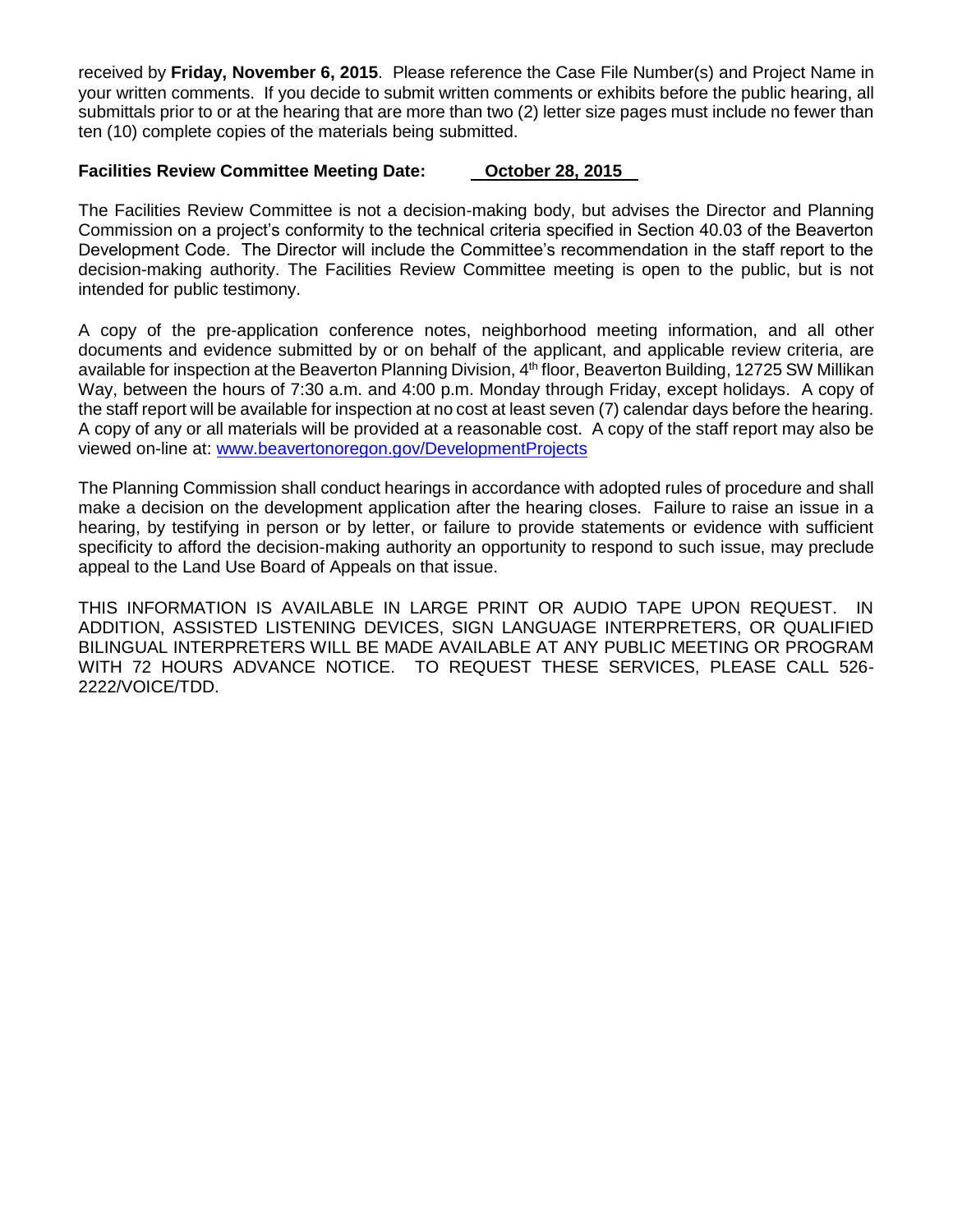received by **Friday, November 6, 2015**. Please reference the Case File Number(s) and Project Name in your written comments. If you decide to submit written comments or exhibits before the public hearing, all submittals prior to or at the hearing that are more than two (2) letter size pages must include no fewer than ten (10) complete copies of the materials being submitted.

**Facilities Review Committee Meeting Date: October 28, 2015**

The Facilities Review Committee is not a decision-making body, but advises the Director and Planning Commission on a project's conformity to the technical criteria specified in Section 40.03 of the Beaverton Development Code. The Director will include the Committee's recommendation in the staff report to the decision-making authority. The Facilities Review Committee meeting is open to the public, but is not intended for public testimony.

A copy of the pre-application conference notes, neighborhood meeting information, and all other documents and evidence submitted by or on behalf of the applicant, and applicable review criteria, are available for inspection at the Beaverton Planning Division, 4th floor, Beaverton Building, 12725 SW Millikan Way, between the hours of 7:30 a.m. and 4:00 p.m. Monday through Friday, except holidays. A copy of the staff report will be available for inspection at no cost at least seven (7) calendar days before the hearing. A copy of any or all materials will be provided at a reasonable cost. A copy of the staff report may also be viewed on-line at: www.beavertonoregon.gov/DevelopmentProjects

The Planning Commission shall conduct hearings in accordance with adopted rules of procedure and shall make a decision on the development application after the hearing closes. Failure to raise an issue in a hearing, by testifying in person or by letter, or failure to provide statements or evidence with sufficient specificity to afford the decision-making authority an opportunity to respond to such issue, may preclude appeal to the Land Use Board of Appeals on that issue.

THIS INFORMATION IS AVAILABLE IN LARGE PRINT OR AUDIO TAPE UPON REQUEST. IN ADDITION, ASSISTED LISTENING DEVICES, SIGN LANGUAGE INTERPRETERS, OR QUALIFIED BILINGUAL INTERPRETERS WILL BE MADE AVAILABLE AT ANY PUBLIC MEETING OR PROGRAM WITH 72 HOURS ADVANCE NOTICE. TO REQUEST THESE SERVICES, PLEASE CALL 526-2222/VOICE/TDD.